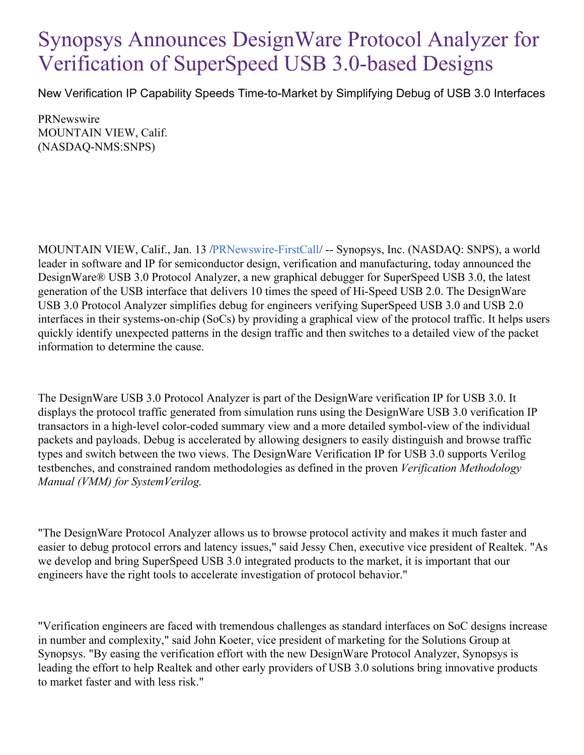# Synopsys Announces DesignWare Protocol Analyzer for Verification of SuperSpeed USB 3.0-based Designs

New Verification IP Capability Speeds Time-to-Market by Simplifying Debug of USB 3.0 Interfaces

PRNewswire
MOUNTAIN VIEW, Calif.
(NASDAQ-NMS:SNPS)

MOUNTAIN VIEW, Calif., Jan. 13 /PRNewswire-FirstCall/ -- Synopsys, Inc. (NASDAQ: SNPS), a world leader in software and IP for semiconductor design, verification and manufacturing, today announced the DesignWare® USB 3.0 Protocol Analyzer, a new graphical debugger for SuperSpeed USB 3.0, the latest generation of the USB interface that delivers 10 times the speed of Hi-Speed USB 2.0. The DesignWare USB 3.0 Protocol Analyzer simplifies debug for engineers verifying SuperSpeed USB 3.0 and USB 2.0 interfaces in their systems-on-chip (SoCs) by providing a graphical view of the protocol traffic. It helps users quickly identify unexpected patterns in the design traffic and then switches to a detailed view of the packet information to determine the cause.

The DesignWare USB 3.0 Protocol Analyzer is part of the DesignWare verification IP for USB 3.0. It displays the protocol traffic generated from simulation runs using the DesignWare USB 3.0 verification IP transactors in a high-level color-coded summary view and a more detailed symbol-view of the individual packets and payloads. Debug is accelerated by allowing designers to easily distinguish and browse traffic types and switch between the two views. The DesignWare Verification IP for USB 3.0 supports Verilog testbenches, and constrained random methodologies as defined in the proven *Verification Methodology Manual (VMM) for SystemVerilog.*

"The DesignWare Protocol Analyzer allows us to browse protocol activity and makes it much faster and easier to debug protocol errors and latency issues," said Jessy Chen, executive vice president of Realtek. "As we develop and bring SuperSpeed USB 3.0 integrated products to the market, it is important that our engineers have the right tools to accelerate investigation of protocol behavior."

"Verification engineers are faced with tremendous challenges as standard interfaces on SoC designs increase in number and complexity," said John Koeter, vice president of marketing for the Solutions Group at Synopsys. "By easing the verification effort with the new DesignWare Protocol Analyzer, Synopsys is leading the effort to help Realtek and other early providers of USB 3.0 solutions bring innovative products to market faster and with less risk."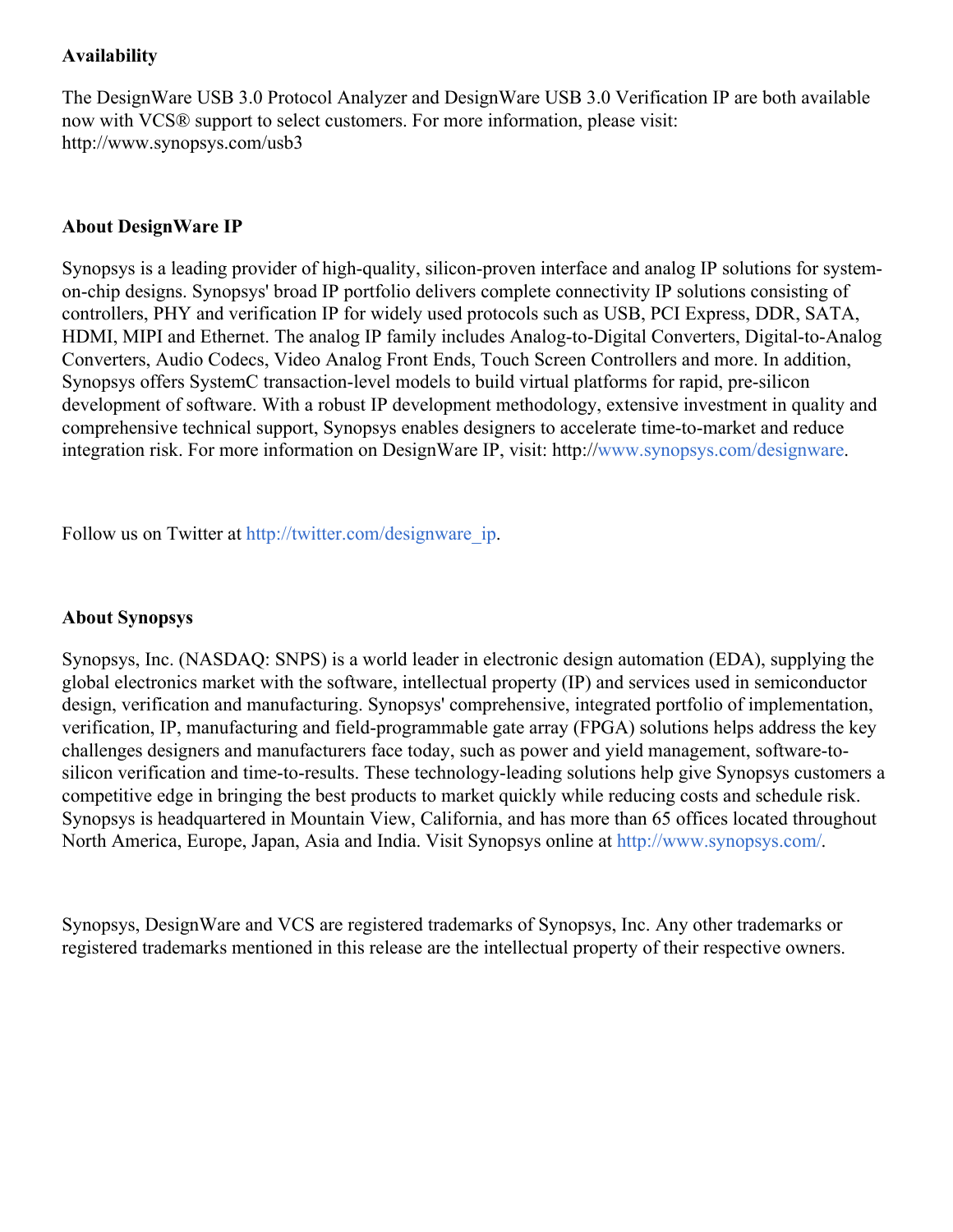**Availability**

The DesignWare USB 3.0 Protocol Analyzer and DesignWare USB 3.0 Verification IP are both available now with VCS® support to select customers. For more information, please visit: http://www.synopsys.com/usb3

**About DesignWare IP**

Synopsys is a leading provider of high-quality, silicon-proven interface and analog IP solutions for system-on-chip designs. Synopsys' broad IP portfolio delivers complete connectivity IP solutions consisting of controllers, PHY and verification IP for widely used protocols such as USB, PCI Express, DDR, SATA, HDMI, MIPI and Ethernet. The analog IP family includes Analog-to-Digital Converters, Digital-to-Analog Converters, Audio Codecs, Video Analog Front Ends, Touch Screen Controllers and more. In addition, Synopsys offers SystemC transaction-level models to build virtual platforms for rapid, pre-silicon development of software. With a robust IP development methodology, extensive investment in quality and comprehensive technical support, Synopsys enables designers to accelerate time-to-market and reduce integration risk. For more information on DesignWare IP, visit: http://www.synopsys.com/designware.

Follow us on Twitter at http://twitter.com/designware_ip.

**About Synopsys**

Synopsys, Inc. (NASDAQ: SNPS) is a world leader in electronic design automation (EDA), supplying the global electronics market with the software, intellectual property (IP) and services used in semiconductor design, verification and manufacturing. Synopsys' comprehensive, integrated portfolio of implementation, verification, IP, manufacturing and field-programmable gate array (FPGA) solutions helps address the key challenges designers and manufacturers face today, such as power and yield management, software-to-silicon verification and time-to-results. These technology-leading solutions help give Synopsys customers a competitive edge in bringing the best products to market quickly while reducing costs and schedule risk. Synopsys is headquartered in Mountain View, California, and has more than 65 offices located throughout North America, Europe, Japan, Asia and India. Visit Synopsys online at http://www.synopsys.com/.

Synopsys, DesignWare and VCS are registered trademarks of Synopsys, Inc. Any other trademarks or registered trademarks mentioned in this release are the intellectual property of their respective owners.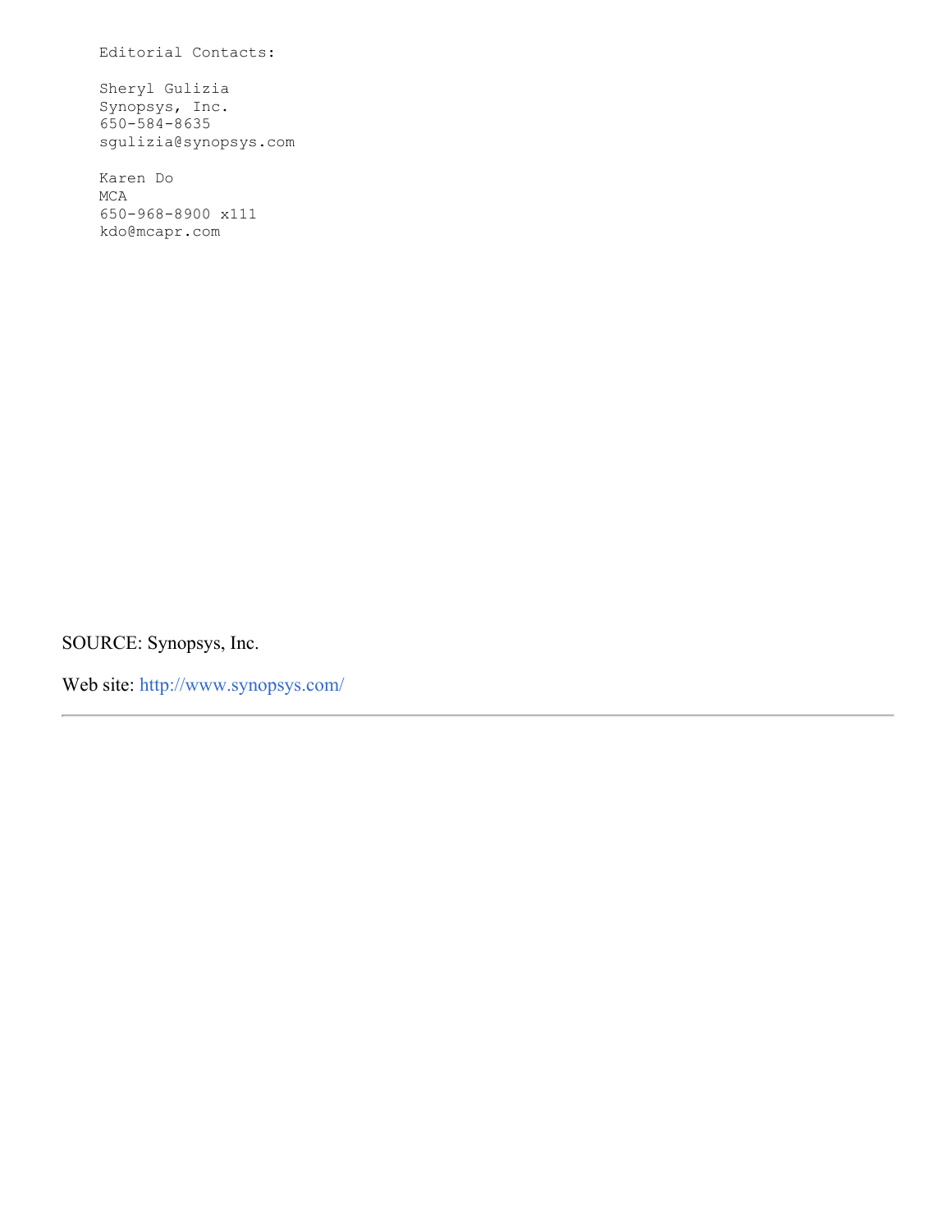Editorial Contacts:

Sheryl Gulizia
Synopsys, Inc.
650-584-8635
sgulizia@synopsys.com

Karen Do
MCA
650-968-8900 x111
kdo@mcapr.com

SOURCE: Synopsys, Inc.

Web site: http://www.synopsys.com/

---